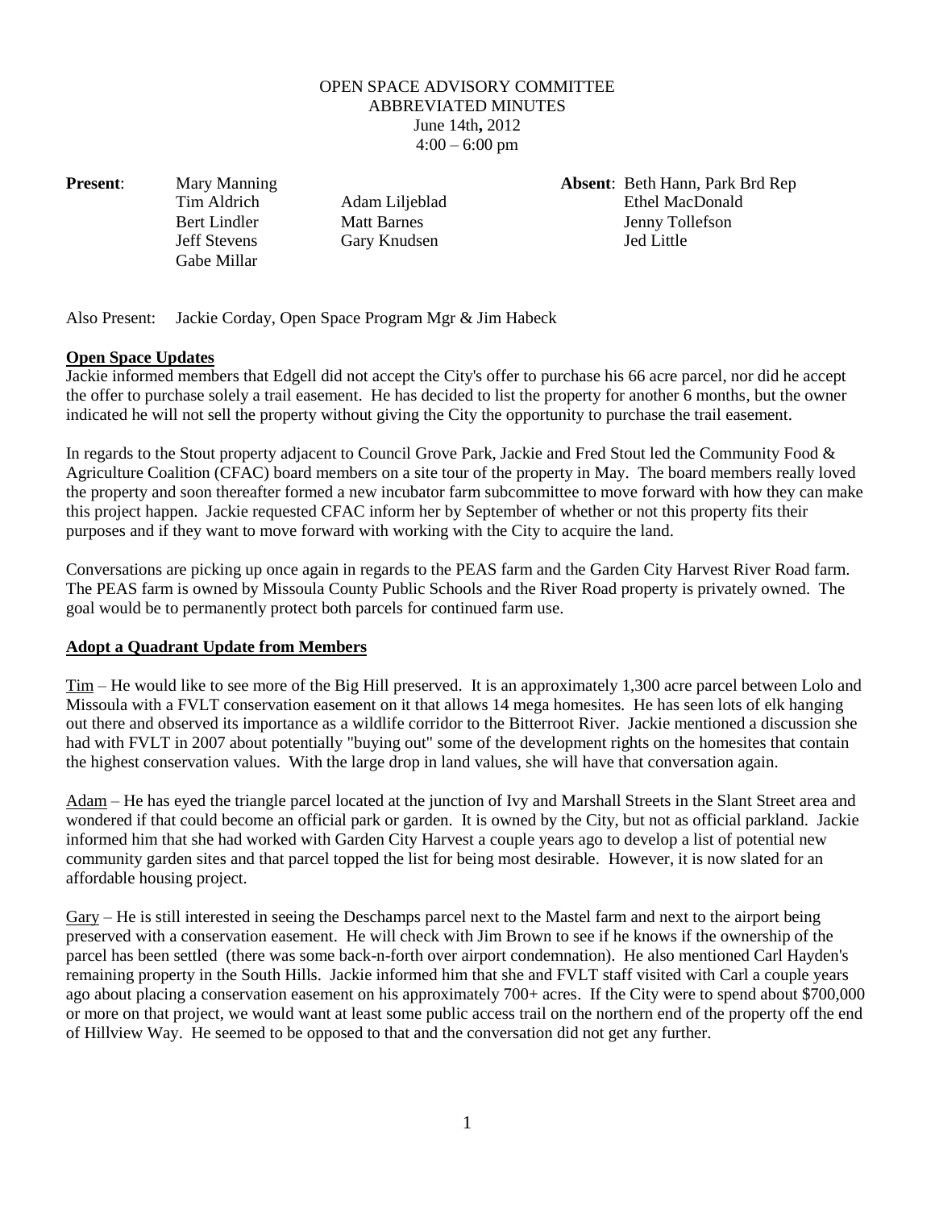OPEN SPACE ADVISORY COMMITTEE
ABBREVIATED MINUTES
June 14th**,** 2012
4:00 – 6:00 pm

| **Present**: | Mary Manning | | **Absent**: Beth Hann, Park Brd Rep |
|---|---|---|---|
| | Tim Aldrich | Adam Liljeblad | Ethel MacDonald |
| | Bert Lindler | Matt Barnes | Jenny Tollefson |
| | Jeff Stevens | Gary Knudsen | Jed Little |
| | Gabe Millar | | |

Also Present: Jackie Corday, Open Space Program Mgr & Jim Habeck

**Open Space Updates**

Jackie informed members that Edgell did not accept the City's offer to purchase his 66 acre parcel, nor did he accept the offer to purchase solely a trail easement. He has decided to list the property for another 6 months, but the owner indicated he will not sell the property without giving the City the opportunity to purchase the trail easement.

In regards to the Stout property adjacent to Council Grove Park, Jackie and Fred Stout led the Community Food & Agriculture Coalition (CFAC) board members on a site tour of the property in May. The board members really loved the property and soon thereafter formed a new incubator farm subcommittee to move forward with how they can make this project happen. Jackie requested CFAC inform her by September of whether or not this property fits their purposes and if they want to move forward with working with the City to acquire the land.

Conversations are picking up once again in regards to the PEAS farm and the Garden City Harvest River Road farm. The PEAS farm is owned by Missoula County Public Schools and the River Road property is privately owned. The goal would be to permanently protect both parcels for continued farm use.

**Adopt a Quadrant Update from Members**

Tim – He would like to see more of the Big Hill preserved. It is an approximately 1,300 acre parcel between Lolo and Missoula with a FVLT conservation easement on it that allows 14 mega homesites. He has seen lots of elk hanging out there and observed its importance as a wildlife corridor to the Bitterroot River. Jackie mentioned a discussion she had with FVLT in 2007 about potentially "buying out" some of the development rights on the homesites that contain the highest conservation values. With the large drop in land values, she will have that conversation again.

Adam – He has eyed the triangle parcel located at the junction of Ivy and Marshall Streets in the Slant Street area and wondered if that could become an official park or garden. It is owned by the City, but not as official parkland. Jackie informed him that she had worked with Garden City Harvest a couple years ago to develop a list of potential new community garden sites and that parcel topped the list for being most desirable. However, it is now slated for an affordable housing project.

Gary – He is still interested in seeing the Deschamps parcel next to the Mastel farm and next to the airport being preserved with a conservation easement. He will check with Jim Brown to see if he knows if the ownership of the parcel has been settled (there was some back-n-forth over airport condemnation). He also mentioned Carl Hayden's remaining property in the South Hills. Jackie informed him that she and FVLT staff visited with Carl a couple years ago about placing a conservation easement on his approximately 700+ acres. If the City were to spend about $700,000 or more on that project, we would want at least some public access trail on the northern end of the property off the end of Hillview Way. He seemed to be opposed to that and the conversation did not get any further.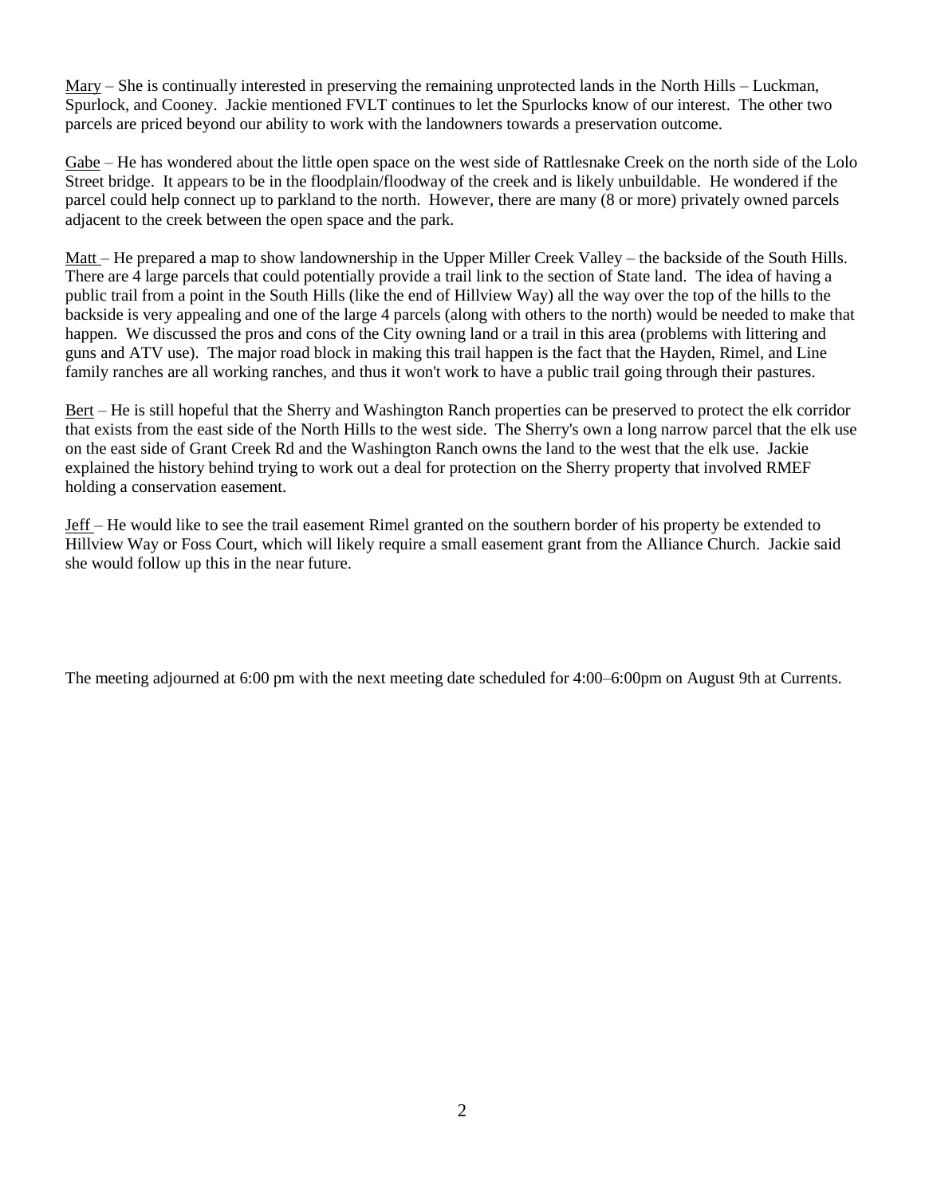Mary – She is continually interested in preserving the remaining unprotected lands in the North Hills – Luckman, Spurlock, and Cooney. Jackie mentioned FVLT continues to let the Spurlocks know of our interest. The other two parcels are priced beyond our ability to work with the landowners towards a preservation outcome.

Gabe – He has wondered about the little open space on the west side of Rattlesnake Creek on the north side of the Lolo Street bridge. It appears to be in the floodplain/floodway of the creek and is likely unbuildable. He wondered if the parcel could help connect up to parkland to the north. However, there are many (8 or more) privately owned parcels adjacent to the creek between the open space and the park.

Matt – He prepared a map to show landownership in the Upper Miller Creek Valley – the backside of the South Hills. There are 4 large parcels that could potentially provide a trail link to the section of State land. The idea of having a public trail from a point in the South Hills (like the end of Hillview Way) all the way over the top of the hills to the backside is very appealing and one of the large 4 parcels (along with others to the north) would be needed to make that happen. We discussed the pros and cons of the City owning land or a trail in this area (problems with littering and guns and ATV use). The major road block in making this trail happen is the fact that the Hayden, Rimel, and Line family ranches are all working ranches, and thus it won't work to have a public trail going through their pastures.

Bert – He is still hopeful that the Sherry and Washington Ranch properties can be preserved to protect the elk corridor that exists from the east side of the North Hills to the west side. The Sherry's own a long narrow parcel that the elk use on the east side of Grant Creek Rd and the Washington Ranch owns the land to the west that the elk use. Jackie explained the history behind trying to work out a deal for protection on the Sherry property that involved RMEF holding a conservation easement.

Jeff – He would like to see the trail easement Rimel granted on the southern border of his property be extended to Hillview Way or Foss Court, which will likely require a small easement grant from the Alliance Church. Jackie said she would follow up this in the near future.

The meeting adjourned at 6:00 pm with the next meeting date scheduled for 4:00–6:00pm on August 9th at Currents.